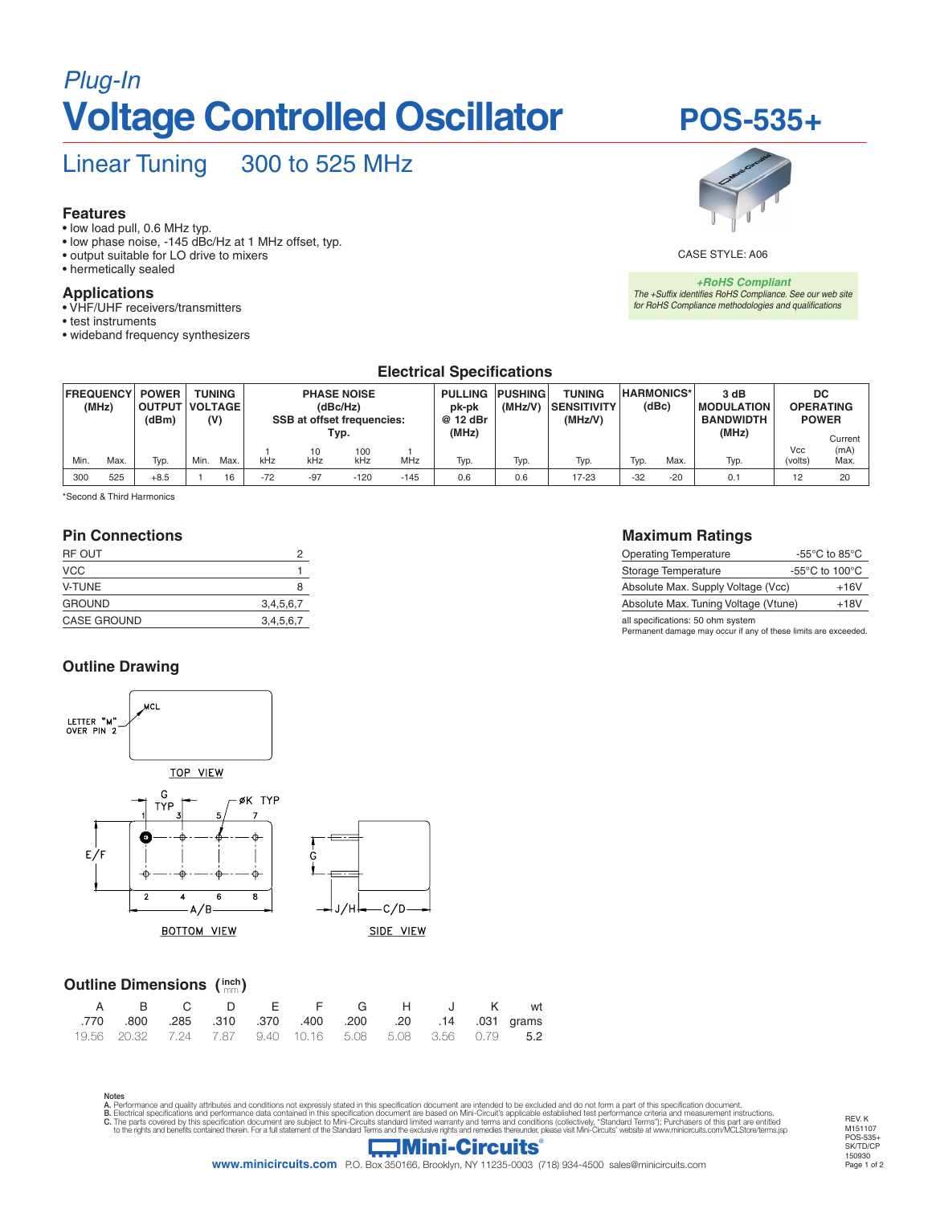*Plug-In*

# Voltage Controlled Oscillator

# POS-535+

## Linear Tuning 300 to 525 MHz

### Features
- low load pull, 0.6 MHz typ.
- low phase noise, -145 dBc/Hz at 1 MHz offset, typ.
- output suitable for LO drive to mixers
- hermetically sealed

### Applications
- VHF/UHF receivers/transmitters
- test instruments
- wideband frequency synthesizers

CASE STYLE: A06

***+RoHS Compliant***
*The +Suffix identifies RoHS Compliance. See our web site for RoHS Compliance methodologies and qualifications*

## Electrical Specifications

| FREQUENCY (MHz) | | POWER OUTPUT (dBm) | TUNING VOLTAGE (V) | | PHASE NOISE (dBc/Hz) SSB at offset frequencies: Typ. | | | | PULLING pk-pk @ 12 dBr (MHz) | PUSHING (MHz/V) | TUNING SENSITIVITY (MHz/V) | HARMONICS* (dBc) | | 3 dB MODULATION BANDWIDTH (MHz) | DC OPERATING POWER | |
|---|---|---|---|---|---|---|---|---|---|---|---|---|---|---|---|---|
| Min. | Max. | Typ. | Min. | Max. | 1 kHz | 10 kHz | 100 kHz | 1 MHz | Typ. | Typ. | Typ. | Typ. | Max. | Typ. | Vcc (volts) | Current (mA) Max. |
| 300 | 525 | +8.5 | 1 | 16 | -72 | -97 | -120 | -145 | 0.6 | 0.6 | 17-23 | -32 | -20 | 0.1 | 12 | 20 |

*Second & Third Harmonics

### Pin Connections

| | |
|---|---|
| RF OUT | 2 |
| VCC | 1 |
| V-TUNE | 8 |
| GROUND | 3,4,5,6,7 |
| CASE GROUND | 3,4,5,6,7 |

### Maximum Ratings

| | |
|---|---|
| Operating Temperature | -55°C to 85°C |
| Storage Temperature | -55°C to 100°C |
| Absolute Max. Supply Voltage (Vcc) | +16V |
| Absolute Max. Tuning Voltage (Vtune) | +18V |

all specifications: 50 ohm system
Permanent damage may occur if any of these limits are exceeded.

### Outline Drawing

### Outline Dimensions (inch / mm)

| A | B | C | D | E | F | G | H | J | K | wt |
|---|---|---|---|---|---|---|---|---|---|---|
| .770 | .800 | .285 | .310 | .370 | .400 | .200 | .20 | .14 | .031 | grams |
| 19.56 | 20.32 | 7.24 | 7.87 | 9.40 | 10.16 | 5.08 | 5.08 | 3.56 | 0.79 | 5.2 |

Notes
A. Performance and quality attributes and conditions not expressly stated in this specification document are intended to be excluded and do not form a part of this specification document.
B. Electrical specifications and performance data contained in this specification document are based on Mini-Circuit's applicable established test performance criteria and measurement instructions.
C. The parts covered by this specification document are subject to Mini-Circuits standard limited warranty and terms and conditions (collectively, "Standard Terms"); Purchasers of this part are entitled to the rights and benefits contained therein. For a full statement of the Standard Terms and the exclusive rights and remedies thereunder, please visit Mini-Circuits' website at www.minicircuits.com/MCLStore/terms.jsp

Mini-Circuits®
www.minicircuits.com P.O. Box 350166, Brooklyn, NY 11235-0003 (718) 934-4500 sales@minicircuits.com

REV. K
M151107
POS-535+
SK/TD/CP
150930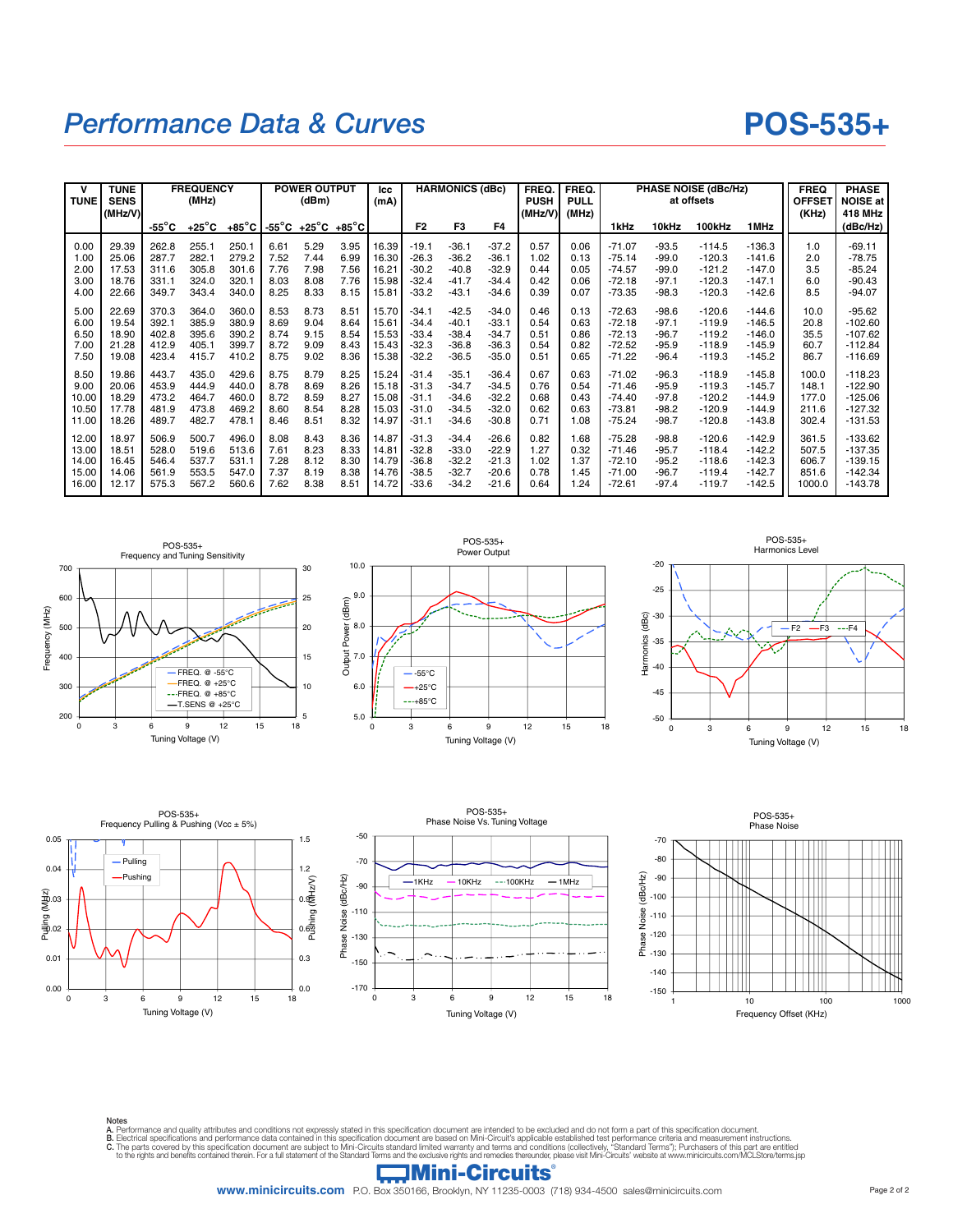# Performance Data & Curves

# POS-535+

| V TUNE | TUNE SENS (MHz/V) | FREQUENCY (MHz) | | | POWER OUTPUT (dBm) | | | Icc (mA) | HARMONICS (dBc) | | | FREQ. PUSH (MHz/V) | FREQ. PULL (MHz) | PHASE NOISE (dBc/Hz) at offsets | | | | FREQ OFFSET (KHz) | PHASE NOISE at 418 MHz (dBc/Hz) |
|---|---|---|---|---|---|---|---|---|---|---|---|---|---|---|---|---|---|---|---|
| | | -55°C | +25°C | +85°C | -55°C | +25°C | +85°C | | F2 | F3 | F4 | | | 1kHz | 10kHz | 100kHz | 1MHz | | |
| 0.00 | 29.39 | 262.8 | 255.1 | 250.1 | 6.61 | 5.29 | 3.95 | 16.39 | -19.1 | -36.1 | -37.2 | 0.57 | 0.06 | -71.07 | -93.5 | -114.5 | -136.3 | 1.0 | -69.11 |
| 1.00 | 25.06 | 287.7 | 282.1 | 279.2 | 7.52 | 7.44 | 6.99 | 16.30 | -26.3 | -36.2 | -36.1 | 1.02 | 0.13 | -75.14 | -99.0 | -120.3 | -141.6 | 2.0 | -78.75 |
| 2.00 | 17.53 | 311.6 | 305.8 | 301.6 | 7.76 | 7.98 | 7.56 | 16.21 | -30.2 | -40.8 | -32.9 | 0.44 | 0.05 | -74.57 | -99.0 | -121.2 | -147.0 | 3.5 | -85.24 |
| 3.00 | 18.76 | 331.1 | 324.0 | 320.1 | 8.03 | 8.08 | 7.76 | 15.98 | -32.4 | -41.7 | -34.4 | 0.42 | 0.06 | -72.18 | -97.1 | -120.3 | -147.1 | 6.0 | -90.43 |
| 4.00 | 22.66 | 349.7 | 343.4 | 340.0 | 8.25 | 8.33 | 8.15 | 15.81 | -33.2 | -43.1 | -34.6 | 0.39 | 0.07 | -73.35 | -98.3 | -120.3 | -142.6 | 8.5 | -94.07 |
| 5.00 | 22.69 | 370.3 | 364.0 | 360.0 | 8.53 | 8.73 | 8.51 | 15.70 | -34.1 | -42.5 | -34.0 | 0.46 | 0.13 | -72.63 | -98.6 | -120.6 | -144.6 | 10.0 | -95.62 |
| 6.00 | 19.54 | 392.1 | 385.9 | 380.9 | 8.69 | 9.04 | 8.64 | 15.61 | -34.4 | -40.1 | -33.1 | 0.54 | 0.63 | -72.18 | -97.1 | -119.9 | -146.5 | 20.8 | -102.60 |
| 6.50 | 18.90 | 402.8 | 395.6 | 390.2 | 8.74 | 9.15 | 8.54 | 15.53 | -33.4 | -38.4 | -34.7 | 0.51 | 0.86 | -72.13 | -96.7 | -119.2 | -146.0 | 35.5 | -107.62 |
| 7.00 | 21.28 | 412.9 | 405.1 | 399.7 | 8.72 | 9.09 | 8.43 | 15.43 | -32.3 | -36.8 | -36.3 | 0.54 | 0.82 | -72.52 | -95.9 | -118.9 | -145.9 | 60.7 | -112.84 |
| 7.50 | 19.08 | 423.4 | 415.7 | 410.2 | 8.75 | 9.02 | 8.36 | 15.38 | -32.2 | -36.5 | -35.0 | 0.51 | 0.65 | -71.22 | -96.4 | -119.3 | -145.2 | 86.7 | -116.69 |
| 8.50 | 19.86 | 443.7 | 435.0 | 429.6 | 8.75 | 8.79 | 8.25 | 15.24 | -31.4 | -35.1 | -36.4 | 0.67 | 0.63 | -71.02 | -96.3 | -118.9 | -145.8 | 100.0 | -118.23 |
| 9.00 | 20.06 | 453.9 | 444.9 | 440.0 | 8.78 | 8.69 | 8.26 | 15.18 | -31.3 | -34.7 | -34.5 | 0.76 | 0.54 | -71.46 | -95.9 | -119.3 | -145.7 | 148.1 | -122.90 |
| 10.00 | 18.29 | 473.2 | 464.7 | 460.0 | 8.72 | 8.59 | 8.27 | 15.08 | -31.1 | -34.6 | -32.2 | 0.68 | 0.43 | -74.40 | -97.8 | -120.2 | -144.9 | 177.0 | -125.06 |
| 10.50 | 17.78 | 481.9 | 473.8 | 469.2 | 8.60 | 8.54 | 8.28 | 15.03 | -31.0 | -34.5 | -32.0 | 0.62 | 0.63 | -73.81 | -98.2 | -120.9 | -144.9 | 211.6 | -127.32 |
| 11.00 | 18.26 | 489.7 | 482.7 | 478.1 | 8.46 | 8.51 | 8.32 | 14.97 | -31.1 | -34.6 | -30.8 | 0.71 | 1.08 | -75.24 | -98.7 | -120.8 | -143.8 | 302.4 | -131.53 |
| 12.00 | 18.97 | 506.9 | 500.7 | 496.0 | 8.08 | 8.43 | 8.36 | 14.87 | -31.3 | -34.4 | -26.6 | 0.82 | 1.68 | -75.28 | -98.8 | -120.6 | -142.9 | 361.5 | -133.62 |
| 13.00 | 18.51 | 528.0 | 519.6 | 513.6 | 7.61 | 8.23 | 8.33 | 14.81 | -32.8 | -33.0 | -22.9 | 1.27 | 0.32 | -71.46 | -95.7 | -118.4 | -142.2 | 507.5 | -137.35 |
| 14.00 | 16.45 | 546.4 | 537.7 | 531.1 | 7.28 | 8.12 | 8.30 | 14.79 | -36.8 | -32.2 | -21.3 | 1.02 | 1.37 | -72.10 | -95.2 | -118.6 | -142.3 | 606.7 | -139.15 |
| 15.00 | 14.06 | 561.9 | 553.5 | 547.0 | 7.37 | 8.19 | 8.38 | 14.76 | -38.5 | -32.7 | -20.6 | 0.78 | 1.45 | -71.00 | -96.7 | -119.4 | -142.7 | 851.6 | -142.34 |
| 16.00 | 12.17 | 575.3 | 567.2 | 560.6 | 7.62 | 8.38 | 8.51 | 14.72 | -33.6 | -34.2 | -21.6 | 0.64 | 1.24 | -72.61 | -97.4 | -119.7 | -142.5 | 1000.0 | -143.78 |

POS-535+
Frequency and Tuning Sensitivity
Frequency (MHz)
Tuning Voltage (V)
FREQ. @ -55°C
FREQ. @ +25°C
FREQ. @ +85°C
T.SENS @ +25°C

POS-535+
Power Output
Output Power (dBm)
Tuning Voltage (V)
-55°C
+25°C
+85°C

POS-535+
Harmonics Level
Harmonics (dBc)
Tuning Voltage (V)
F2
F3
F4

POS-535+
Frequency Pulling & Pushing (Vcc ± 5%)
Pulling (MHz)
Pushing (MHz/V)
Tuning Voltage (V)
Pulling
Pushing

POS-535+
Phase Noise Vs. Tuning Voltage
Phase Noise (dBc/Hz)
Tuning Voltage (V)
1KHz
10KHz
100KHz
1MHz

POS-535+
Phase Noise
Phase Noise (dBc/Hz)
Frequency Offset (KHz)

Notes
A. Performance and quality attributes and conditions not expressly stated in this specification document are intended to be excluded and do not form a part of this specification document.
B. Electrical specifications and performance data contained in this specification document are based on Mini-Circuit's applicable established test performance criteria and measurement instructions.
C. The parts covered by this specification document are subject to Mini-Circuits standard limited warranty and terms and conditions (collectively, "Standard Terms"); Purchasers of this part are entitled to the rights and benefits contained therein. For a full statement of the Standard Terms and the exclusive rights and remedies thereunder, please visit Mini-Circuits' website at www.minicircuits.com/MCLStore/terms.jsp

Mini-Circuits®
www.minicircuits.com P.O. Box 350166, Brooklyn, NY 11235-0003 (718) 934-4500 sales@minicircuits.com